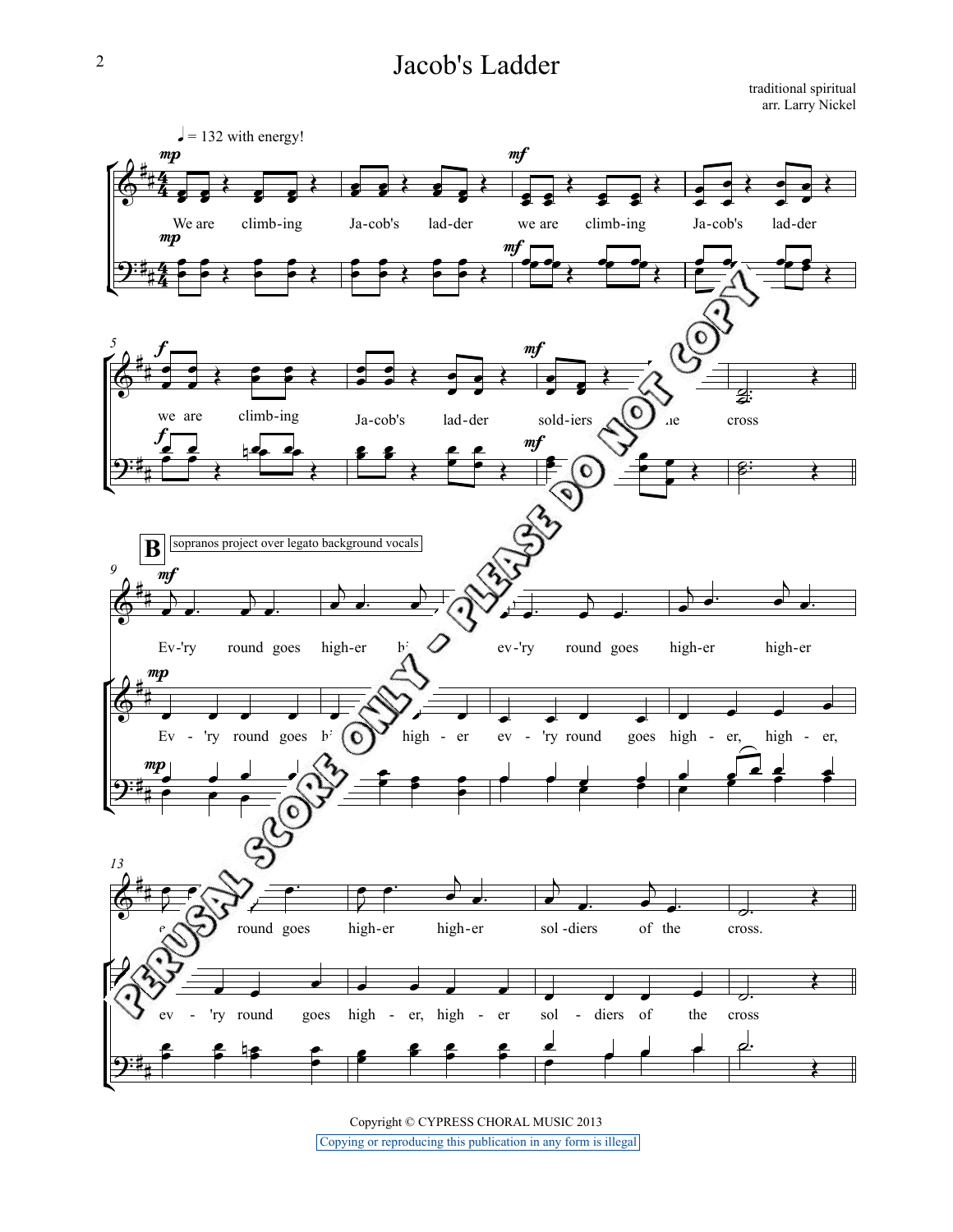# Jacob's Ladder

traditional spiritual
arr. Larry Nickel

♩ = 132 with energy!

*mp*

We are climb-ing Ja-cob's lad-der we are climb-ing Ja-cob's lad-der

we are climb-ing Ja-cob's lad-der sold-iers of the cross

**B** sopranos project over legato background vocals

Ev-'ry round goes high-er high-er ev-'ry round goes high-er high-er

Ev - 'ry round goes high - er high - er ev - 'ry round goes high - er, high - er,

ev-'ry round goes high-er high-er sol-diers of the cross.

ev - 'ry round goes high - er, high - er sol - diers of the cross

PERUSAL SCORE ONLY - PLEASE DO NOT COPY

Copyright © CYPRESS CHORAL MUSIC 2013

Copying or reproducing this publication in any form is illegal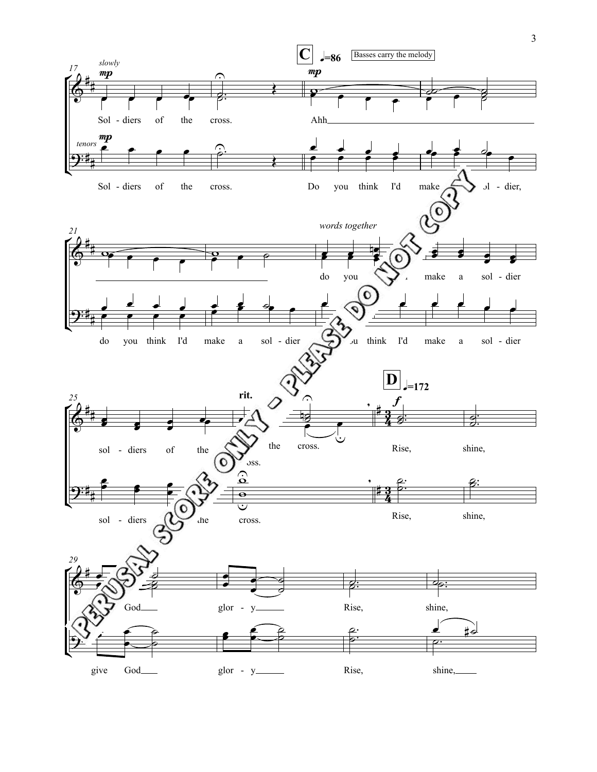17 *slowly* **mp**

Sol - diers of the cross.

*tenors* **mp**

Sol - diers of the cross.

**C** ♩=86 Basses carry the melody

**mp**

Ahh

Do you think I'd make a sol - dier,

21

*words together*

do you think I'd make a sol - dier

do you think I'd make a sol - dier do you think I'd make a sol - dier

25

**rit.**

sol - diers of the cross. the cross.

sol - diers of the cross.

**D** ♩=172

**f**

Rise, shine,

Rise, shine,

29

give God glor - y Rise, shine,

give God glor - y Rise, shine,

PERUSAL SCORE ONLY - PLEASE DO NOT COPY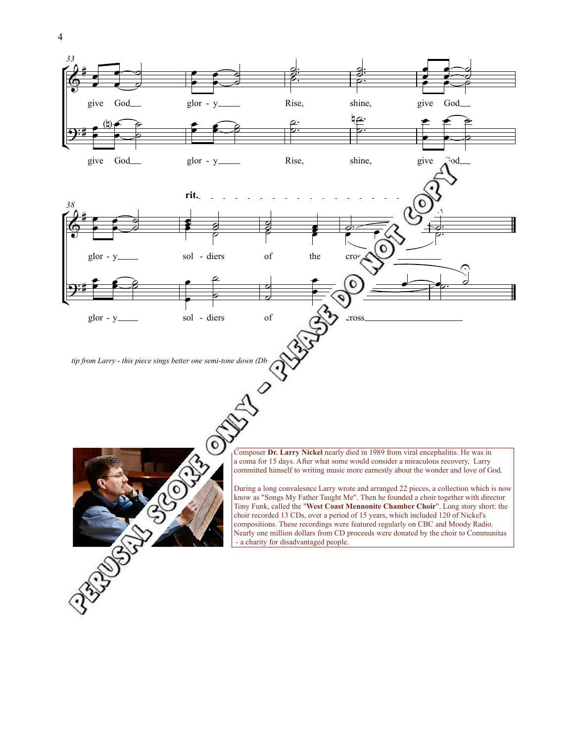33

give God__ glor - y____ Rise, shine, give God__

give God__ glor - y____ Rise, shine, give God__

38

rit.

glor - y____ sol - diers of the cross________

glor - y____ sol - diers of cross________________________

*tip from Larry - this piece sings better one semi-tone down (Db*

PERUSAL SCORE ONLY - PLEASE DO NOT COPY

Composer **Dr. Larry Nickel** nearly died in 1989 from viral encephalitis. He was in a coma for 15 days. After what some would consider a miraculous recovery, Larry committed himself to writing music more earnestly about the wonder and love of God.

During a long convalesnce Larry wrote and arranged 22 pieces, a collection which is now know as "Songs My Father Taught Me". Then he founded a choir together with director Tony Funk, called the "**West Coast Mennonite Chamber Choir**". Long story short: the choir recorded 13 CDs, over a period of 15 years, which included 120 of Nickel's compositions. These recordings were featured regularly on CBC and Moody Radio. Nearly one million dollars from CD proceeds were donated by the choir to Communitas - a charity for disadvantaged people.